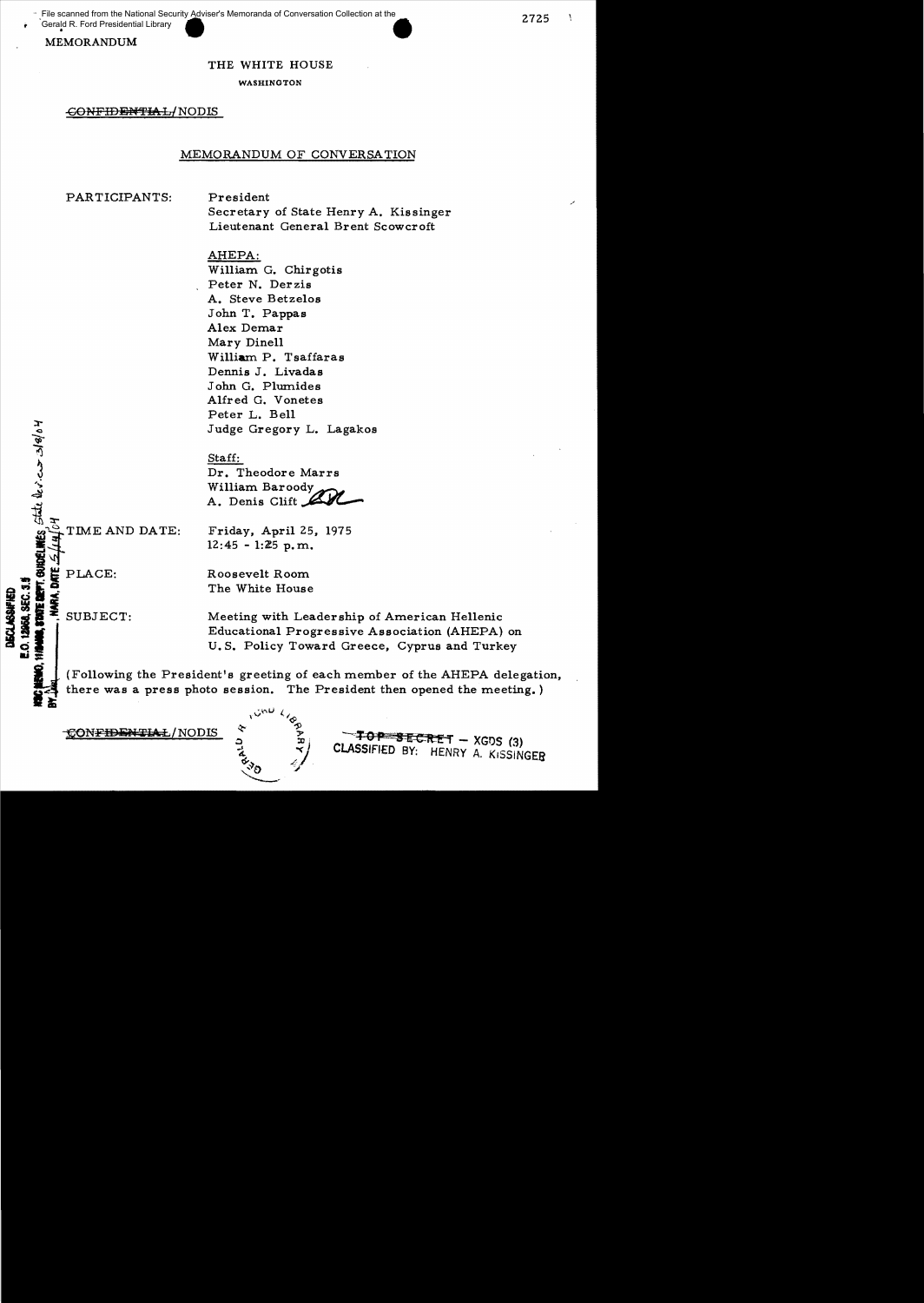File scanned from the National Security Adviser's Memoranda of Conversation Collection at the Gerald R. Ford Presidential Library

MEMORANDUM

THE WHITE HOUSE

WASHINGTON

~~CONFIDENTIAL~~/NODIS

## MEMORANDUM OF CONVERSATION

PARTICIPANTS:

President
Secretary of State Henry A. Kissinger
Lieutenant General Brent Scowcroft

AHEPA:
William G. Chirgotis
Peter N. Derzis
A. Steve Betzelos
John T. Pappas
Alex Demar
Mary Dinell
William P. Tsaffaras
Dennis J. Livadas
John G. Plumides
Alfred G. Vonetes
Peter L. Bell
Judge Gregory L. Lagakos

Staff:
Dr. Theodore Marrs
William Baroody
A. Denis Clift

TIME AND DATE: Friday, April 25, 1975
12:45 - 1:25 p.m.

PLACE: Roosevelt Room
The White House

SUBJECT: Meeting with Leadership of American Hellenic Educational Progressive Association (AHEPA) on U.S. Policy Toward Greece, Cyprus and Turkey

(Following the President's greeting of each member of the AHEPA delegation, there was a press photo session. The President then opened the meeting.)

DECLASSIFIED
E.O. 12958, SEC. 3.5
NSC MEMO, 11/24/98, STATE DEPT. GUIDELINES, State Rev. 3/9/04
BY [initials], NARA, DATE 5/14/04

~~CONFIDENTIAL~~/NODIS

~~TOP SECRET~~ – XGDS (3)
CLASSIFIED BY: HENRY A. KISSINGER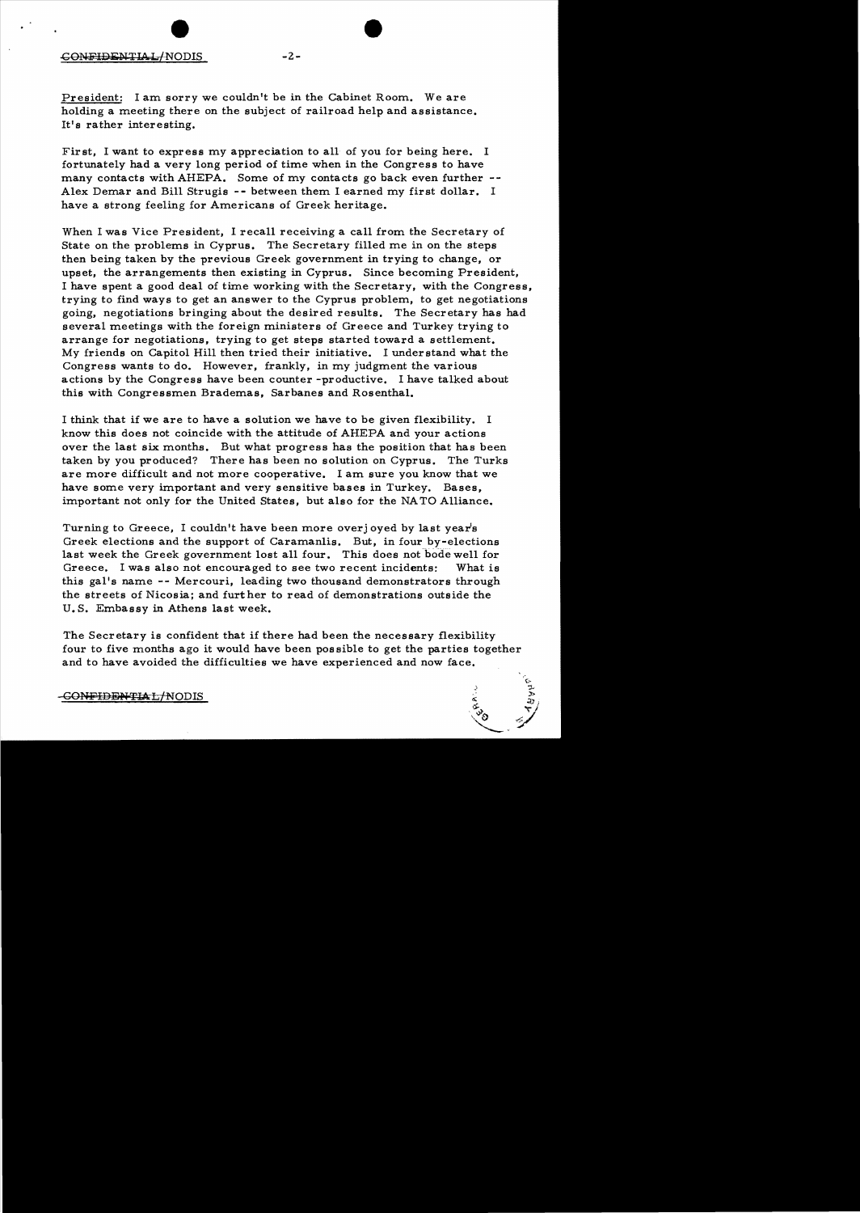President: I am sorry we couldn't be in the Cabinet Room. We are holding a meeting there on the subject of railroad help and assistance. It's rather interesting.

First, I want to express my appreciation to all of you for being here. I fortunately had a very long period of time when in the Congress to have many contacts with AHEPA. Some of my contacts go back even further -- Alex Demar and Bill Strugis -- between them I earned my first dollar. I have a strong feeling for Americans of Greek heritage.

When I was Vice President, I recall receiving a call from the Secretary of State on the problems in Cyprus. The Secretary filled me in on the steps then being taken by the previous Greek government in trying to change, or upset, the arrangements then existing in Cyprus. Since becoming President, I have spent a good deal of time working with the Secretary, with the Congress, trying to find ways to get an answer to the Cyprus problem, to get negotiations going, negotiations bringing about the desired results. The Secretary has had several meetings with the foreign ministers of Greece and Turkey trying to arrange for negotiations, trying to get steps started toward a settlement. My friends on Capitol Hill then tried their initiative. I understand what the Congress wants to do. However, frankly, in my judgment the various actions by the Congress have been counter-productive. I have talked about this with Congressmen Brademas, Sarbanes and Rosenthal.

I think that if we are to have a solution we have to be given flexibility. I know this does not coincide with the attitude of AHEPA and your actions over the last six months. But what progress has the position that has been taken by you produced? There has been no solution on Cyprus. The Turks are more difficult and not more cooperative. I am sure you know that we have some very important and very sensitive bases in Turkey. Bases, important not only for the United States, but also for the NATO Alliance.

Turning to Greece, I couldn't have been more overjoyed by last year's Greek elections and the support of Caramanlis. But, in four by-elections last week the Greek government lost all four. This does not bode well for Greece. I was also not encouraged to see two recent incidents: What is this gal's name -- Mercouri, leading two thousand demonstrators through the streets of Nicosia; and further to read of demonstrations outside the U.S. Embassy in Athens last week.

The Secretary is confident that if there had been the necessary flexibility four to five months ago it would have been possible to get the parties together and to have avoided the difficulties we have experienced and now face.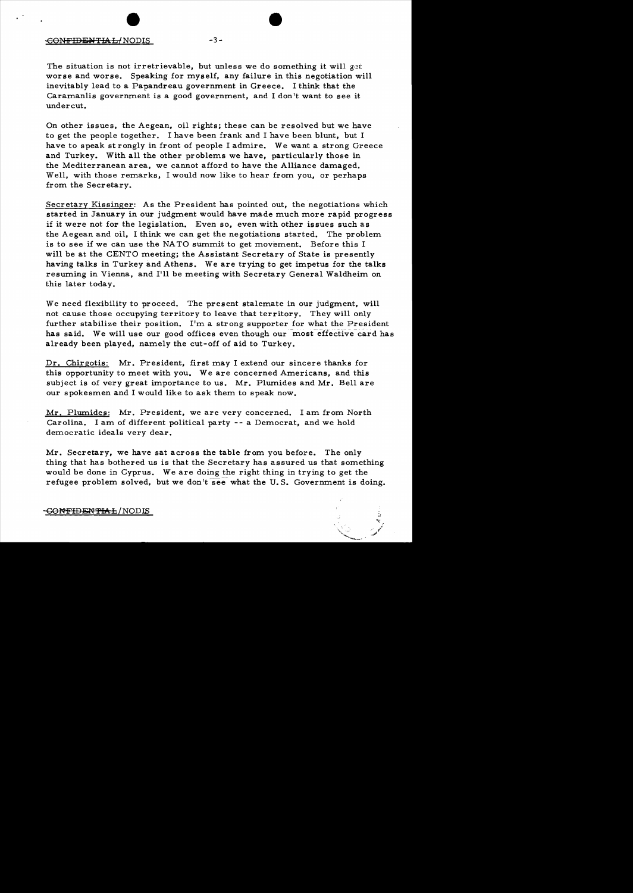The situation is not irretrievable, but unless we do something it will get worse and worse. Speaking for myself, any failure in this negotiation will inevitably lead to a Papandreau government in Greece. I think that the Caramanlis government is a good government, and I don't want to see it undercut.

On other issues, the Aegean, oil rights; these can be resolved but we have to get the people together. I have been frank and I have been blunt, but I have to speak strongly in front of people I admire. We want a strong Greece and Turkey. With all the other problems we have, particularly those in the Mediterranean area, we cannot afford to have the Alliance damaged. Well, with those remarks, I would now like to hear from you, or perhaps from the Secretary.

Secretary Kissinger: As the President has pointed out, the negotiations which started in January in our judgment would have made much more rapid progress if it were not for the legislation. Even so, even with other issues such as the Aegean and oil, I think we can get the negotiations started. The problem is to see if we can use the NATO summit to get movement. Before this I will be at the CENTO meeting; the Assistant Secretary of State is presently having talks in Turkey and Athens. We are trying to get impetus for the talks resuming in Vienna, and I'll be meeting with Secretary General Waldheim on this later today.

We need flexibility to proceed. The present stalemate in our judgment, will not cause those occupying territory to leave that territory. They will only further stabilize their position. I'm a strong supporter for what the President has said. We will use our good offices even though our most effective card has already been played, namely the cut-off of aid to Turkey.

Dr. Chirgotis: Mr. President, first may I extend our sincere thanks for this opportunity to meet with you. We are concerned Americans, and this subject is of very great importance to us. Mr. Plumides and Mr. Bell are our spokesmen and I would like to ask them to speak now.

Mr. Plumides: Mr. President, we are very concerned. I am from North Carolina. I am of different political party -- a Democrat, and we hold democratic ideals very dear.

Mr. Secretary, we have sat across the table from you before. The only thing that has bothered us is that the Secretary has assured us that something would be done in Cyprus. We are doing the right thing in trying to get the refugee problem solved, but we don't see what the U.S. Government is doing.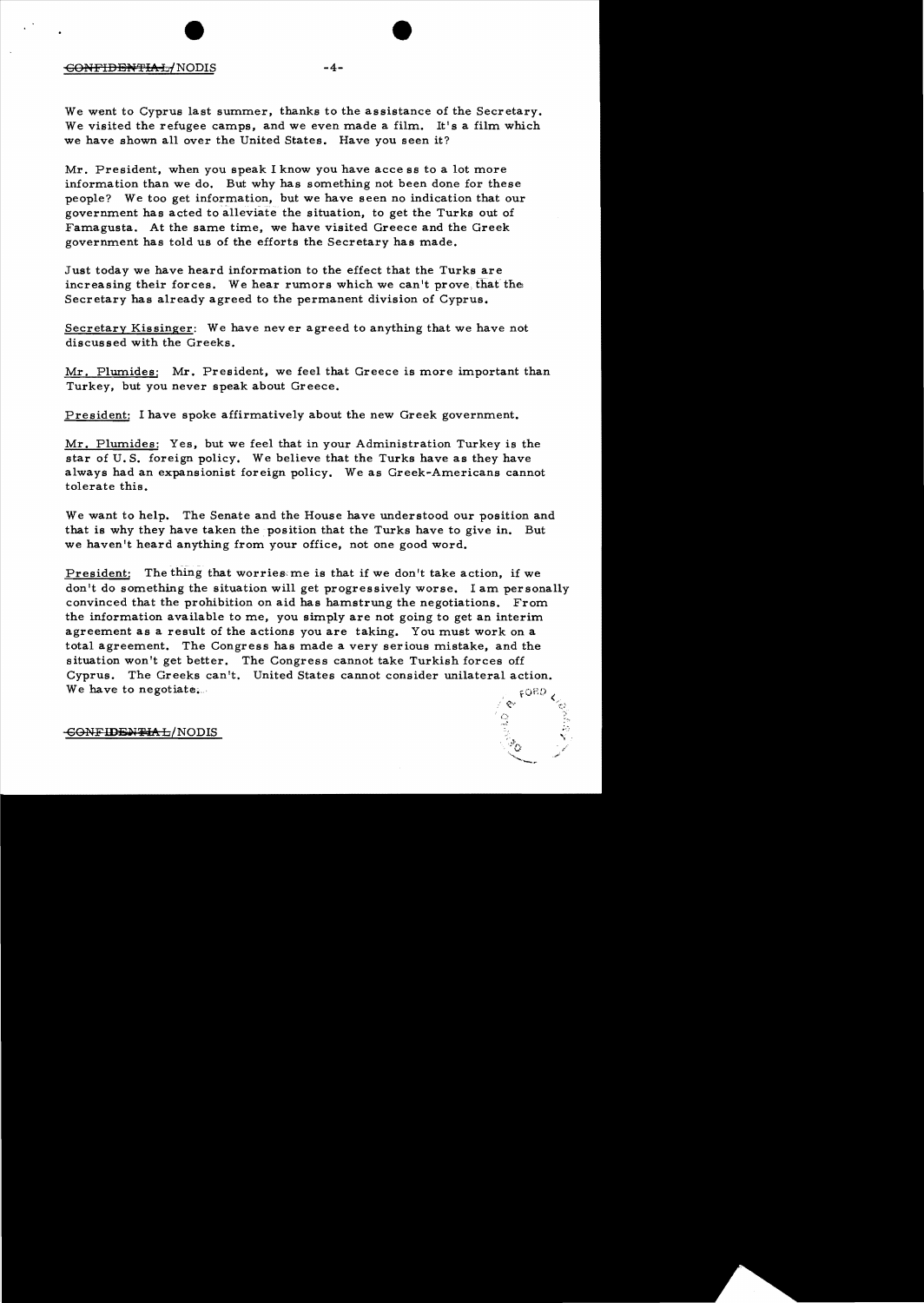We went to Cyprus last summer, thanks to the assistance of the Secretary. We visited the refugee camps, and we even made a film. It's a film which we have shown all over the United States. Have you seen it?

Mr. President, when you speak I know you have access to a lot more information than we do. But why has something not been done for these people? We too get information, but we have seen no indication that our government has acted to alleviate the situation, to get the Turks out of Famagusta. At the same time, we have visited Greece and the Greek government has told us of the efforts the Secretary has made.

Just today we have heard information to the effect that the Turks are increasing their forces. We hear rumors which we can't prove that the Secretary has already agreed to the permanent division of Cyprus.

Secretary Kissinger: We have never agreed to anything that we have not discussed with the Greeks.

Mr. Plumides: Mr. President, we feel that Greece is more important than Turkey, but you never speak about Greece.

President: I have spoke affirmatively about the new Greek government.

Mr. Plumides: Yes, but we feel that in your Administration Turkey is the star of U.S. foreign policy. We believe that the Turks have as they have always had an expansionist foreign policy. We as Greek-Americans cannot tolerate this.

We want to help. The Senate and the House have understood our position and that is why they have taken the position that the Turks have to give in. But we haven't heard anything from your office, not one good word.

President: The thing that worries me is that if we don't take action, if we don't do something the situation will get progressively worse. I am personally convinced that the prohibition on aid has hamstrung the negotiations. From the information available to me, you simply are not going to get an interim agreement as a result of the actions you are taking. You must work on a total agreement. The Congress has made a very serious mistake, and the situation won't get better. The Congress cannot take Turkish forces off Cyprus. The Greeks can't. United States cannot consider unilateral action. We have to negotiate.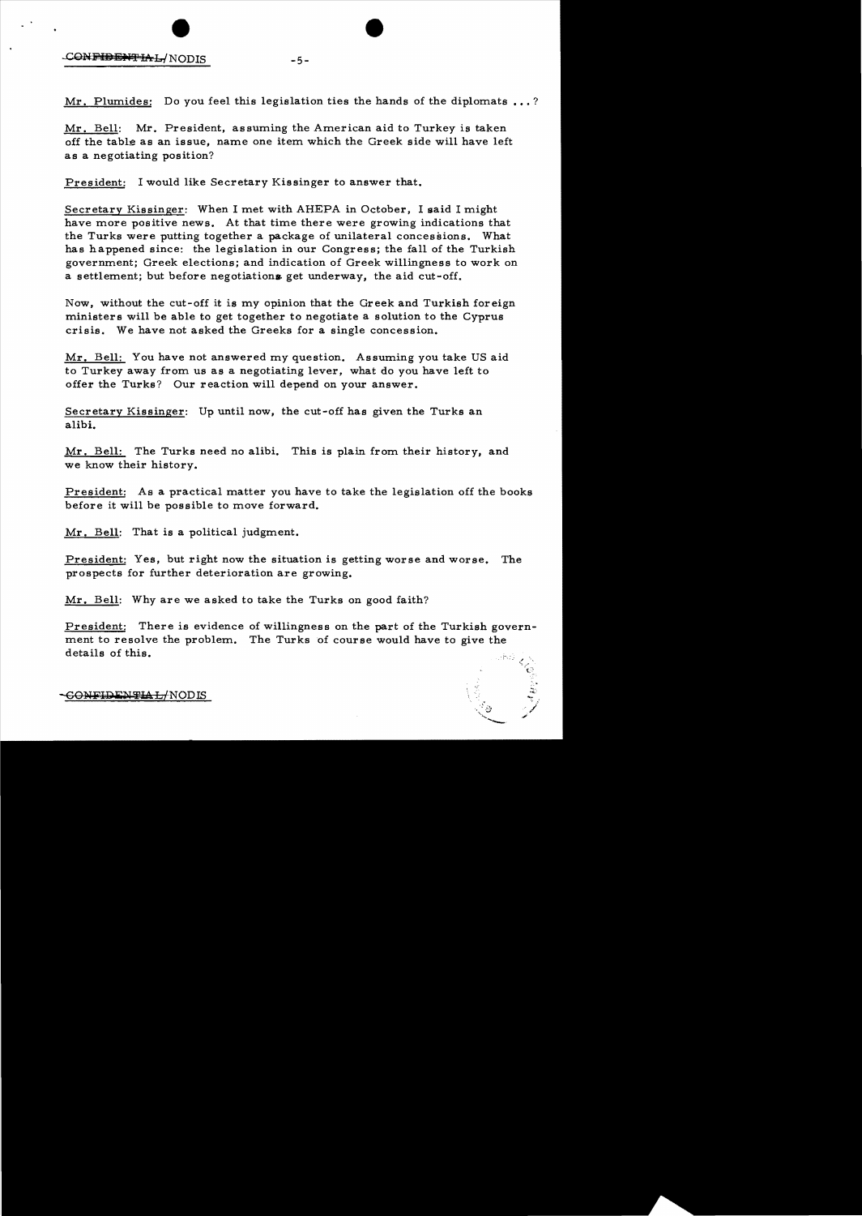Mr. Plumides: Do you feel this legislation ties the hands of the diplomats ...?

Mr. Bell: Mr. President, assuming the American aid to Turkey is taken off the table as an issue, name one item which the Greek side will have left as a negotiating position?

President: I would like Secretary Kissinger to answer that.

Secretary Kissinger: When I met with AHEPA in October, I said I might have more positive news. At that time there were growing indications that the Turks were putting together a package of unilateral concessions. What has happened since: the legislation in our Congress; the fall of the Turkish government; Greek elections; and indication of Greek willingness to work on a settlement; but before negotiations get underway, the aid cut-off.

Now, without the cut-off it is my opinion that the Greek and Turkish foreign ministers will be able to get together to negotiate a solution to the Cyprus crisis. We have not asked the Greeks for a single concession.

Mr. Bell: You have not answered my question. Assuming you take US aid to Turkey away from us as a negotiating lever, what do you have left to offer the Turks? Our reaction will depend on your answer.

Secretary Kissinger: Up until now, the cut-off has given the Turks an alibi.

Mr. Bell: The Turks need no alibi. This is plain from their history, and we know their history.

President: As a practical matter you have to take the legislation off the books before it will be possible to move forward.

Mr. Bell: That is a political judgment.

President: Yes, but right now the situation is getting worse and worse. The prospects for further deterioration are growing.

Mr. Bell: Why are we asked to take the Turks on good faith?

President: There is evidence of willingness on the part of the Turkish government to resolve the problem. The Turks of course would have to give the details of this.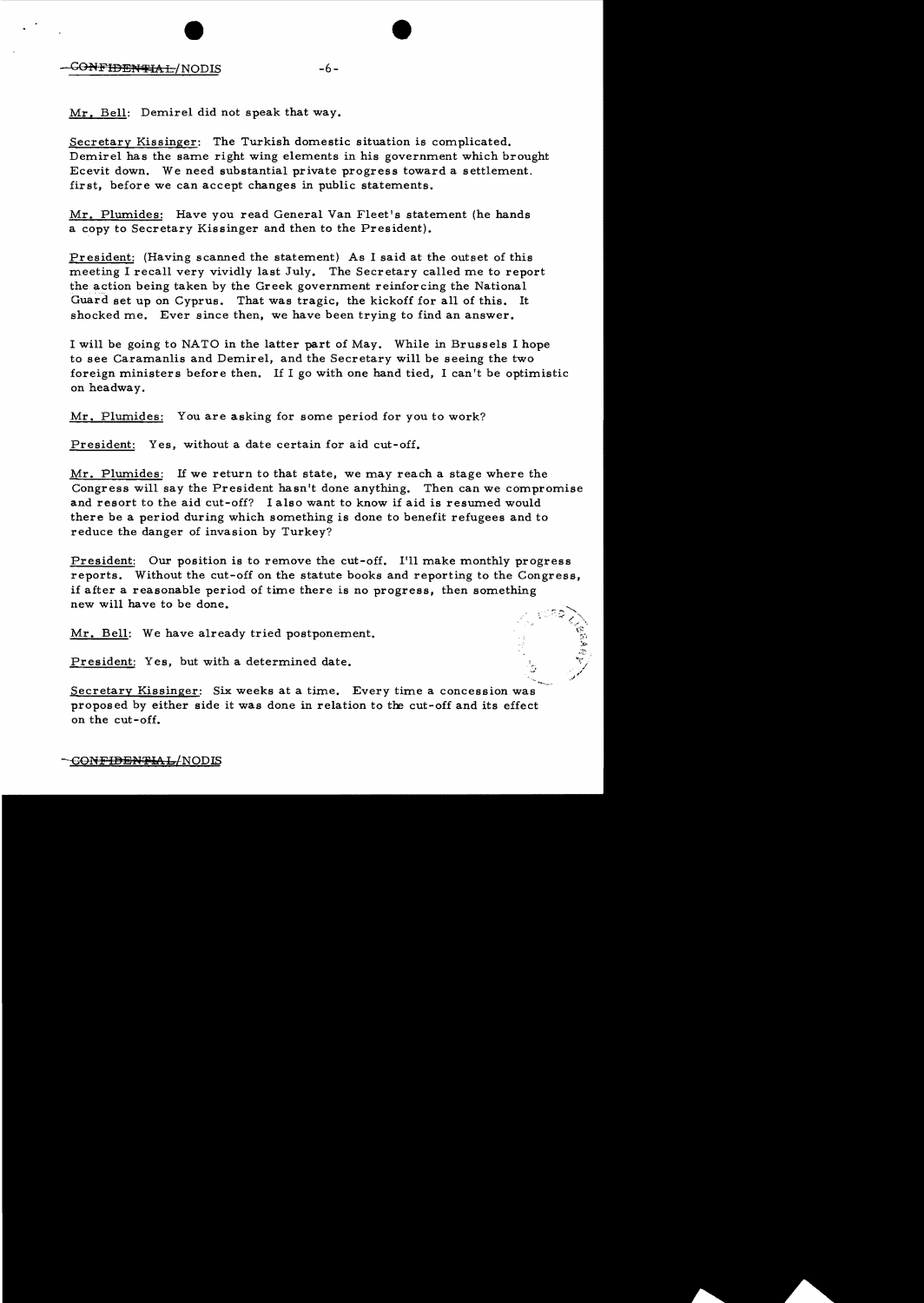Mr. Bell: Demirel did not speak that way.

Secretary Kissinger: The Turkish domestic situation is complicated. Demirel has the same right wing elements in his government which brought Ecevit down. We need substantial private progress toward a settlement first, before we can accept changes in public statements.

Mr. Plumides: Have you read General Van Fleet's statement (he hands a copy to Secretary Kissinger and then to the President).

President: (Having scanned the statement) As I said at the outset of this meeting I recall very vividly last July. The Secretary called me to report the action being taken by the Greek government reinforcing the National Guard set up on Cyprus. That was tragic, the kickoff for all of this. It shocked me. Ever since then, we have been trying to find an answer.

I will be going to NATO in the latter part of May. While in Brussels I hope to see Caramanlis and Demirel, and the Secretary will be seeing the two foreign ministers before then. If I go with one hand tied, I can't be optimistic on headway.

Mr. Plumides: You are asking for some period for you to work?

President: Yes, without a date certain for aid cut-off.

Mr. Plumides: If we return to that state, we may reach a stage where the Congress will say the President hasn't done anything. Then can we compromise and resort to the aid cut-off? I also want to know if aid is resumed would there be a period during which something is done to benefit refugees and to reduce the danger of invasion by Turkey?

President: Our position is to remove the cut-off. I'll make monthly progress reports. Without the cut-off on the statute books and reporting to the Congress, if after a reasonable period of time there is no progress, then something new will have to be done.

Mr. Bell: We have already tried postponement.

President: Yes, but with a determined date.

Secretary Kissinger: Six weeks at a time. Every time a concession was proposed by either side it was done in relation to the cut-off and its effect on the cut-off.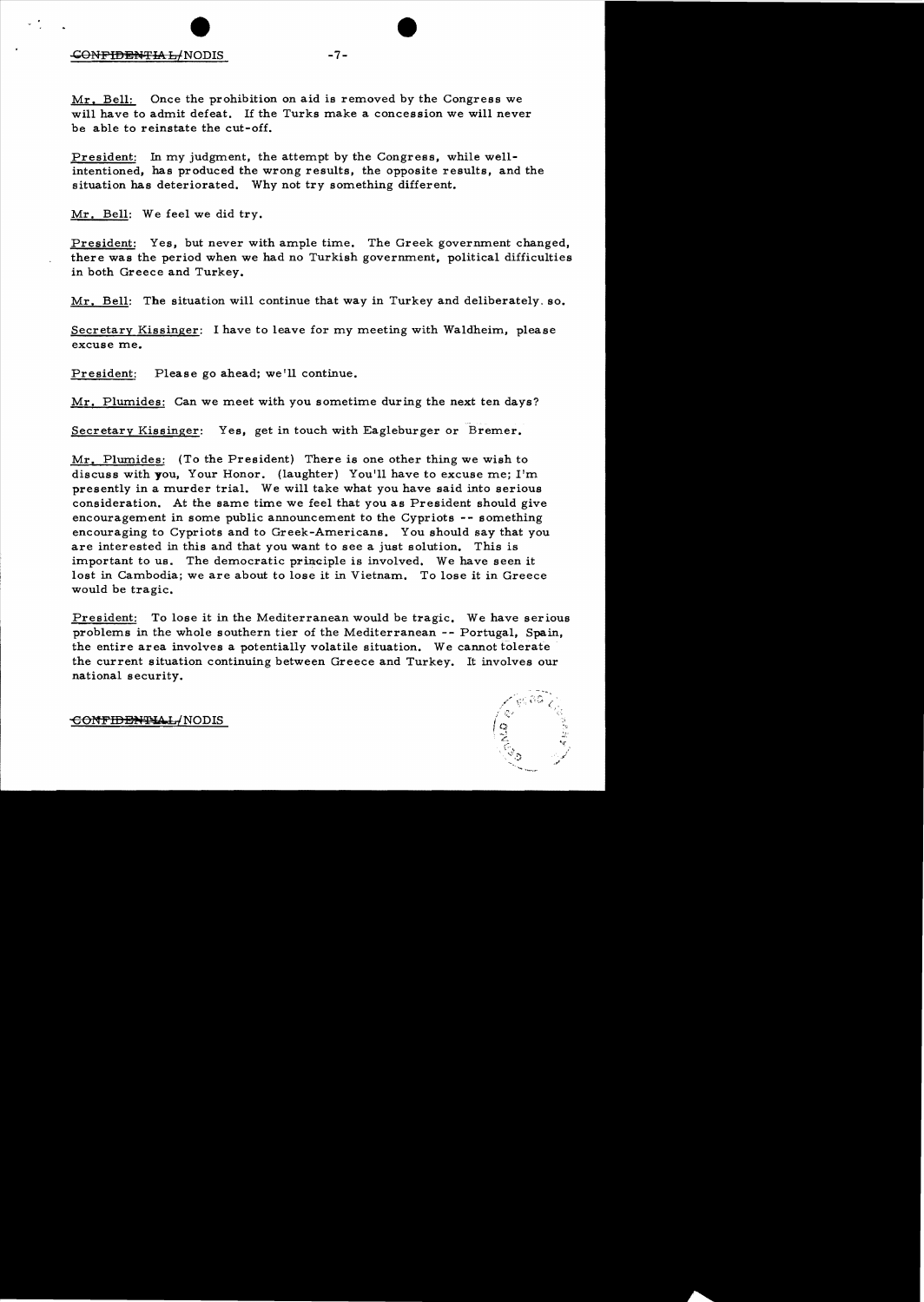Mr. Bell: Once the prohibition on aid is removed by the Congress we will have to admit defeat. If the Turks make a concession we will never be able to reinstate the cut-off.

President: In my judgment, the attempt by the Congress, while well-intentioned, has produced the wrong results, the opposite results, and the situation has deteriorated. Why not try something different.

Mr. Bell: We feel we did try.

President: Yes, but never with ample time. The Greek government changed, there was the period when we had no Turkish government, political difficulties in both Greece and Turkey.

Mr. Bell: The situation will continue that way in Turkey and deliberately so.

Secretary Kissinger: I have to leave for my meeting with Waldheim, please excuse me.

President: Please go ahead; we'll continue.

Mr. Plumides: Can we meet with you sometime during the next ten days?

Secretary Kissinger: Yes, get in touch with Eagleburger or Bremer.

Mr. Plumides: (To the President) There is one other thing we wish to discuss with you, Your Honor. (laughter) You'll have to excuse me; I'm presently in a murder trial. We will take what you have said into serious consideration. At the same time we feel that you as President should give encouragement in some public announcement to the Cypriots -- something encouraging to Cypriots and to Greek-Americans. You should say that you are interested in this and that you want to see a just solution. This is important to us. The democratic principle is involved. We have seen it lost in Cambodia; we are about to lose it in Vietnam. To lose it in Greece would be tragic.

President: To lose it in the Mediterranean would be tragic. We have serious problems in the whole southern tier of the Mediterranean -- Portugal, Spain, the entire area involves a potentially volatile situation. We cannot tolerate the current situation continuing between Greece and Turkey. It involves our national security.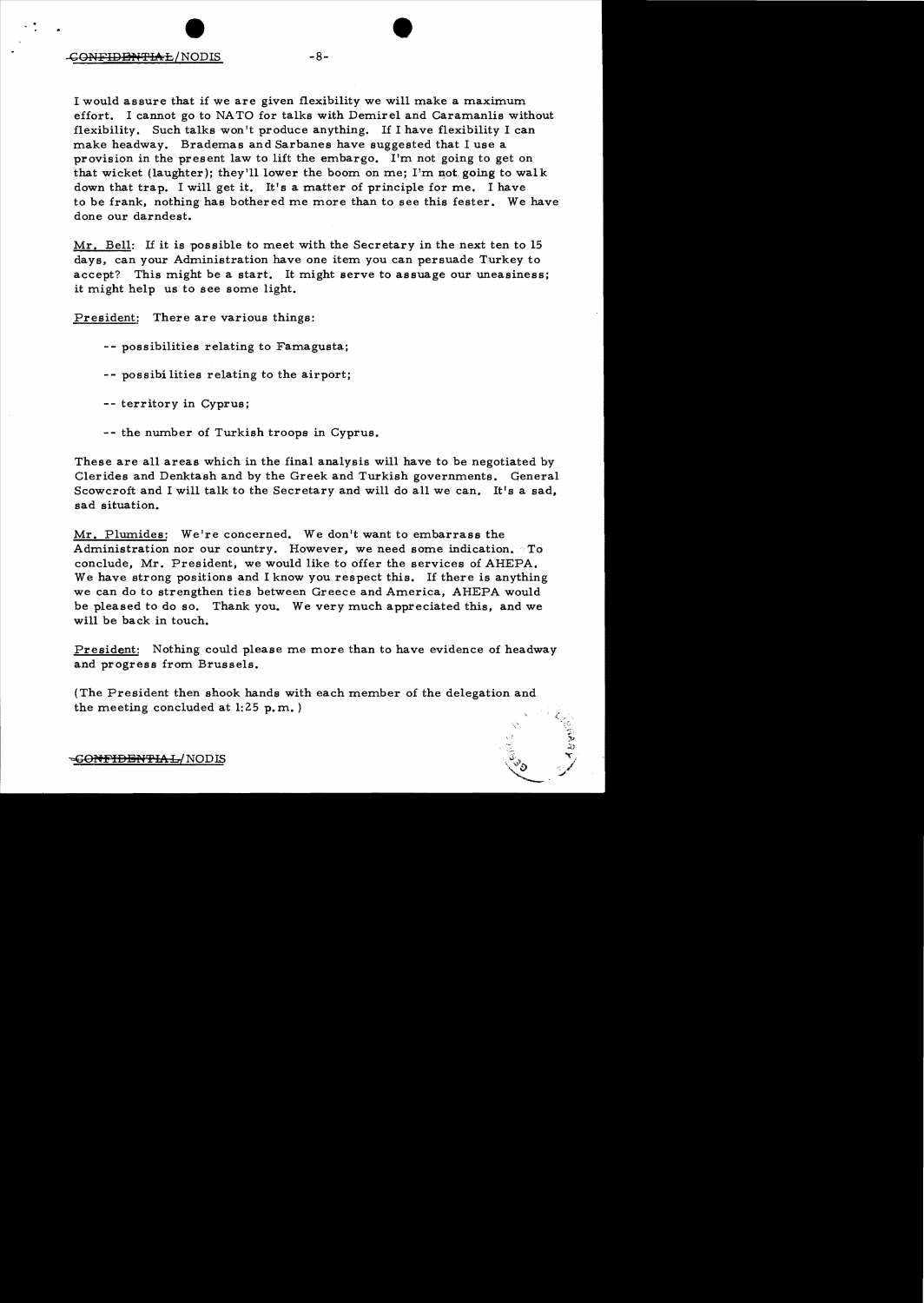I would assure that if we are given flexibility we will make a maximum effort. I cannot go to NATO for talks with Demirel and Caramanlis without flexibility. Such talks won't produce anything. If I have flexibility I can make headway. Brademas and Sarbanes have suggested that I use a provision in the present law to lift the embargo. I'm not going to get on that wicket (laughter); they'll lower the boom on me; I'm not going to walk down that trap. I will get it. It's a matter of principle for me. I have to be frank, nothing has bothered me more than to see this fester. We have done our darndest.

Mr. Bell: If it is possible to meet with the Secretary in the next ten to 15 days, can your Administration have one item you can persuade Turkey to accept? This might be a start. It might serve to assuage our uneasiness; it might help us to see some light.

President: There are various things:

-- possibilities relating to Famagusta;

-- possibilities relating to the airport;

-- territory in Cyprus;

-- the number of Turkish troops in Cyprus.

These are all areas which in the final analysis will have to be negotiated by Clerides and Denktash and by the Greek and Turkish governments. General Scowcroft and I will talk to the Secretary and will do all we can. It's a sad, sad situation.

Mr. Plumides: We're concerned. We don't want to embarrass the Administration nor our country. However, we need some indication. To conclude, Mr. President, we would like to offer the services of AHEPA. We have strong positions and I know you respect this. If there is anything we can do to strengthen ties between Greece and America, AHEPA would be pleased to do so. Thank you. We very much appreciated this, and we will be back in touch.

President: Nothing could please me more than to have evidence of headway and progress from Brussels.

(The President then shook hands with each member of the delegation and the meeting concluded at 1:25 p.m.)